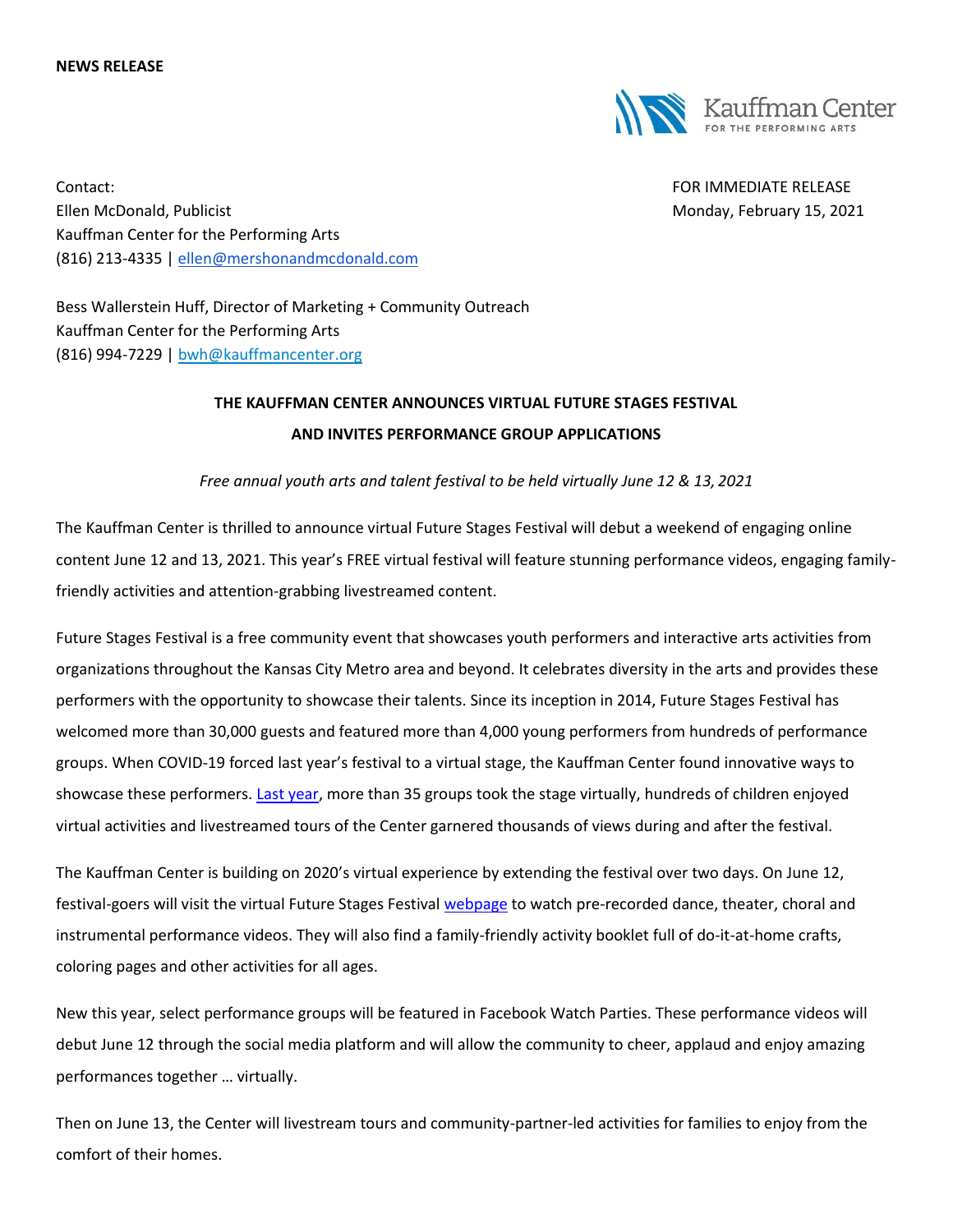**NEWS RELEASE**

Kauffman Center FOR THE PERFORMING ARTS

Contact:
Ellen McDonald, Publicist
Kauffman Center for the Performing Arts
(816) 213-4335 | [ellen@mershonandmcdonald.com](mailto:ellen@mershonandmcdonald.com)

FOR IMMEDIATE RELEASE
Monday, February 15, 2021

Bess Wallerstein Huff, Director of Marketing + Community Outreach
Kauffman Center for the Performing Arts
(816) 994-7229 | [bwh@kauffmancenter.org](mailto:bwh@kauffmancenter.org)

**THE KAUFFMAN CENTER ANNOUNCES VIRTUAL FUTURE STAGES FESTIVAL AND INVITES PERFORMANCE GROUP APPLICATIONS**

*Free annual youth arts and talent festival to be held virtually June 12 & 13, 2021*

The Kauffman Center is thrilled to announce virtual Future Stages Festival will debut a weekend of engaging online content June 12 and 13, 2021. This year's FREE virtual festival will feature stunning performance videos, engaging family-friendly activities and attention-grabbing livestreamed content.

Future Stages Festival is a free community event that showcases youth performers and interactive arts activities from organizations throughout the Kansas City Metro area and beyond. It celebrates diversity in the arts and provides these performers with the opportunity to showcase their talents. Since its inception in 2014, Future Stages Festival has welcomed more than 30,000 guests and featured more than 4,000 young performers from hundreds of performance groups. When COVID-19 forced last year's festival to a virtual stage, the Kauffman Center found innovative ways to showcase these performers. Last year, more than 35 groups took the stage virtually, hundreds of children enjoyed virtual activities and livestreamed tours of the Center garnered thousands of views during and after the festival.

The Kauffman Center is building on 2020's virtual experience by extending the festival over two days. On June 12, festival-goers will visit the virtual Future Stages Festival webpage to watch pre-recorded dance, theater, choral and instrumental performance videos. They will also find a family-friendly activity booklet full of do-it-at-home crafts, coloring pages and other activities for all ages.

New this year, select performance groups will be featured in Facebook Watch Parties. These performance videos will debut June 12 through the social media platform and will allow the community to cheer, applaud and enjoy amazing performances together … virtually.

Then on June 13, the Center will livestream tours and community-partner-led activities for families to enjoy from the comfort of their homes.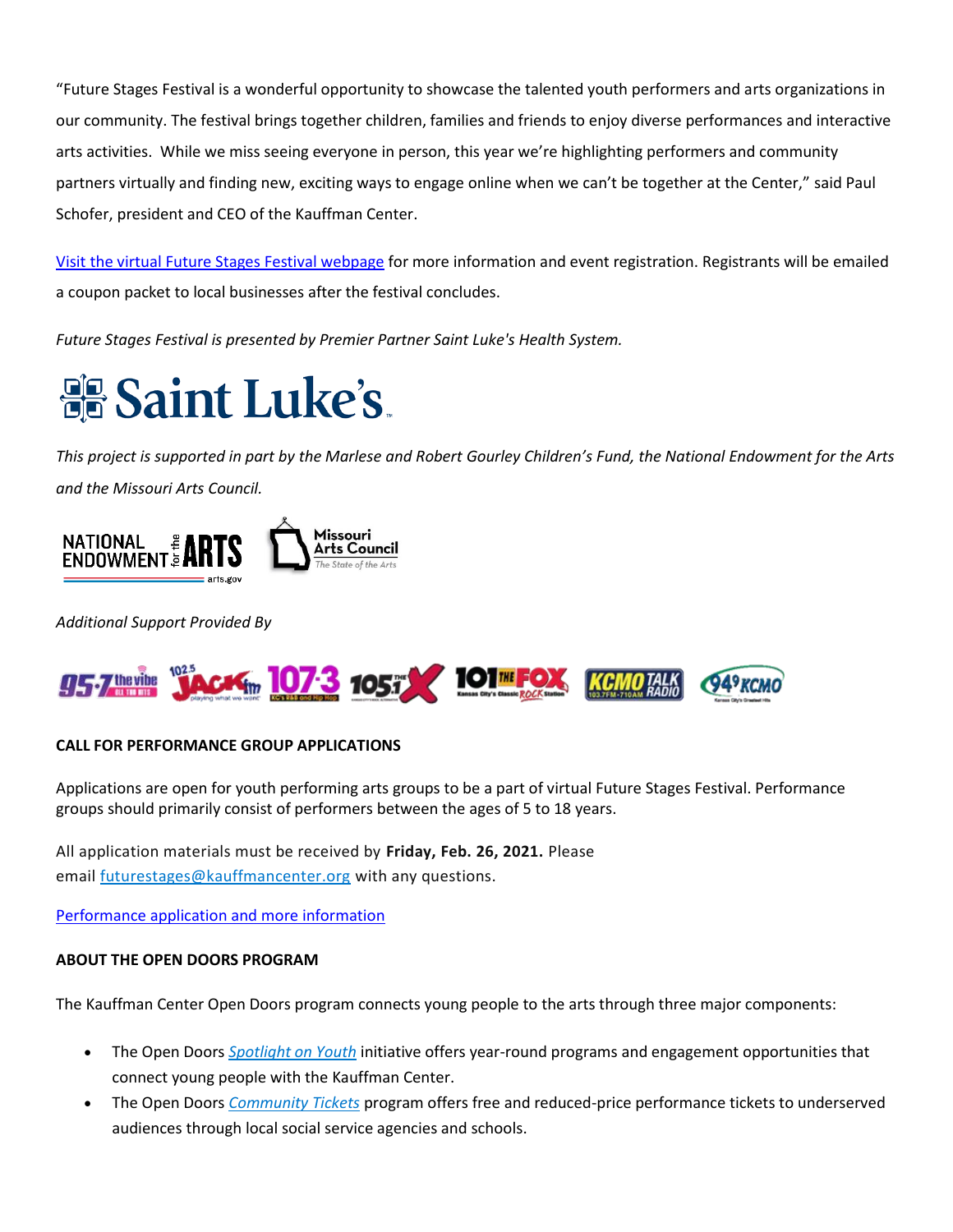"Future Stages Festival is a wonderful opportunity to showcase the talented youth performers and arts organizations in our community. The festival brings together children, families and friends to enjoy diverse performances and interactive arts activities. While we miss seeing everyone in person, this year we're highlighting performers and community partners virtually and finding new, exciting ways to engage online when we can't be together at the Center," said Paul Schofer, president and CEO of the Kauffman Center.

[Visit the virtual Future Stages Festival webpage] for more information and event registration. Registrants will be emailed a coupon packet to local businesses after the festival concludes.

*Future Stages Festival is presented by Premier Partner Saint Luke's Health System.*

*This project is supported in part by the Marlese and Robert Gourley Children's Fund, the National Endowment for the Arts and the Missouri Arts Council.*

*Additional Support Provided By*

**CALL FOR PERFORMANCE GROUP APPLICATIONS**

Applications are open for youth performing arts groups to be a part of virtual Future Stages Festival. Performance groups should primarily consist of performers between the ages of 5 to 18 years.

All application materials must be received by **Friday, Feb. 26, 2021.** Please email futurestages@kauffmancenter.org with any questions.

[Performance application and more information]

**ABOUT THE OPEN DOORS PROGRAM**

The Kauffman Center Open Doors program connects young people to the arts through three major components:

- The Open Doors *Spotlight on Youth* initiative offers year-round programs and engagement opportunities that connect young people with the Kauffman Center.
- The Open Doors *Community Tickets* program offers free and reduced-price performance tickets to underserved audiences through local social service agencies and schools.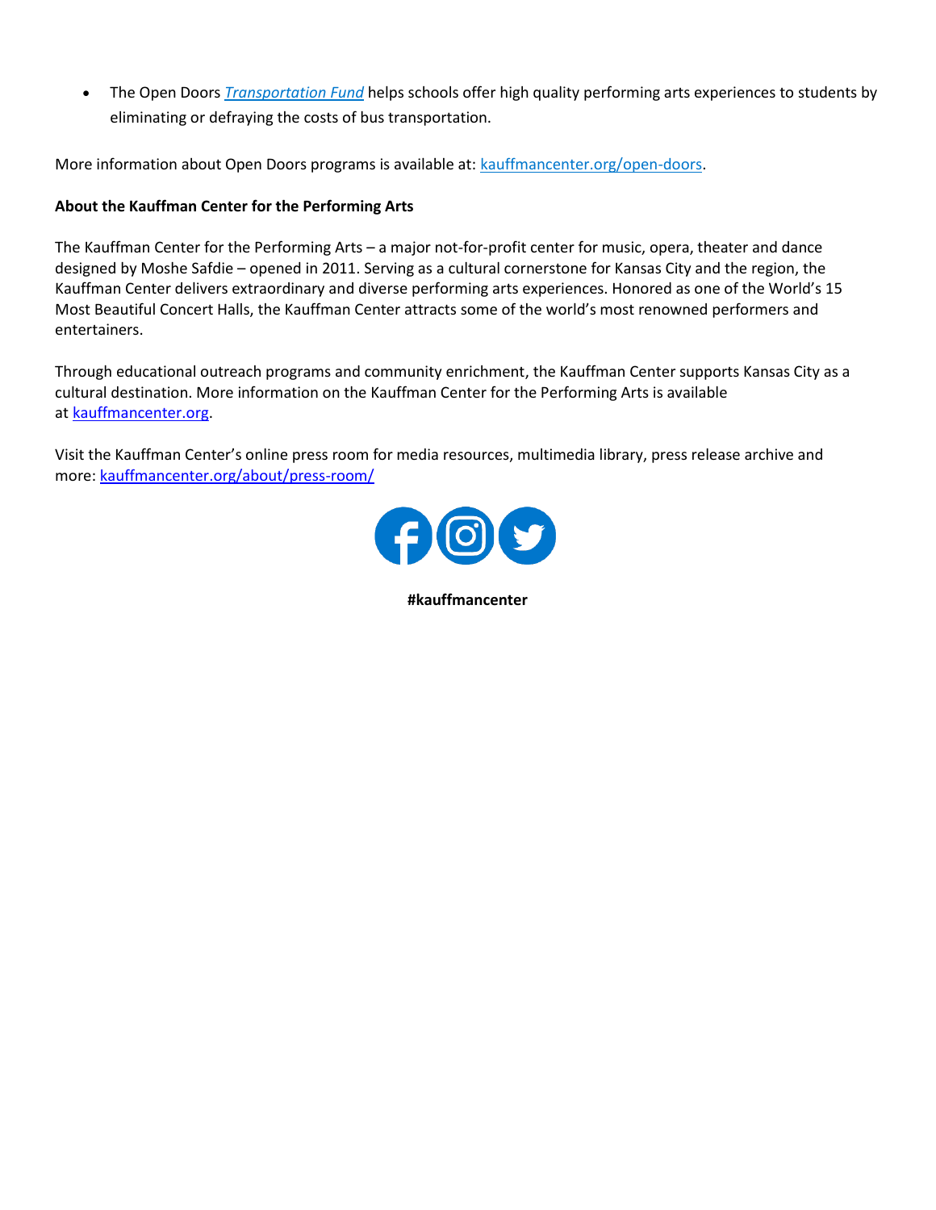- The Open Doors [*Transportation Fund*]() helps schools offer high quality performing arts experiences to students by eliminating or defraying the costs of bus transportation.

More information about Open Doors programs is available at: kauffmancenter.org/open-doors.

**About the Kauffman Center for the Performing Arts**

The Kauffman Center for the Performing Arts – a major not-for-profit center for music, opera, theater and dance designed by Moshe Safdie – opened in 2011. Serving as a cultural cornerstone for Kansas City and the region, the Kauffman Center delivers extraordinary and diverse performing arts experiences. Honored as one of the World's 15 Most Beautiful Concert Halls, the Kauffman Center attracts some of the world's most renowned performers and entertainers.

Through educational outreach programs and community enrichment, the Kauffman Center supports Kansas City as a cultural destination. More information on the Kauffman Center for the Performing Arts is available at kauffmancenter.org.

Visit the Kauffman Center's online press room for media resources, multimedia library, press release archive and more: kauffmancenter.org/about/press-room/

**#kauffmancenter**